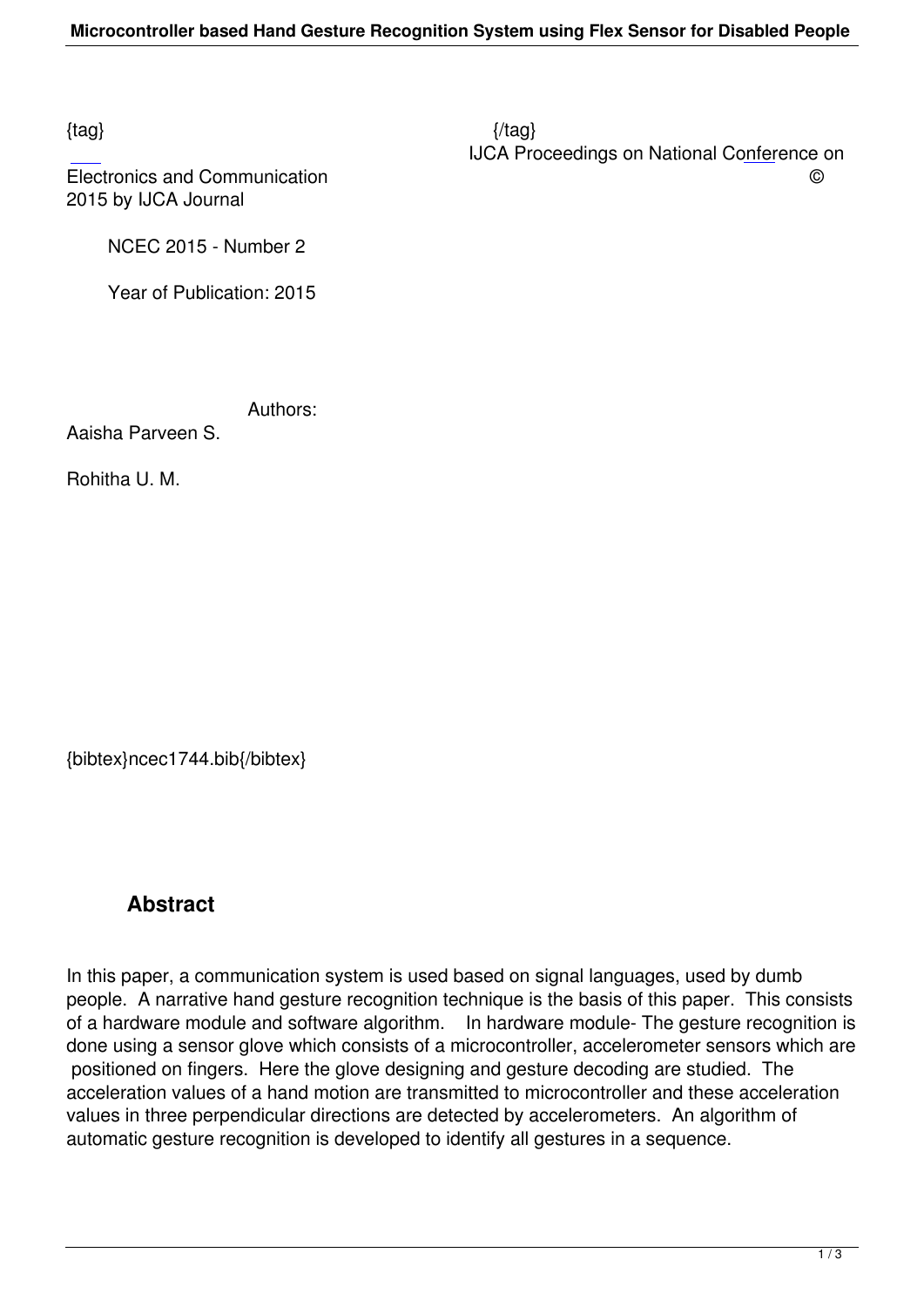{tag} {/tag}

IJCA Proceedings on National Conference on Electronics and Communication © 2015 by IJCA Journal

NCEC 2015 - Number 2

Year of Publication: 2015

Authors:

Aaisha Parveen S.

Rohitha U. M.

{bibtex}ncec1744.bib{/bibtex}

## Abstract

In this paper, a communication system is used based on signal languages, used by dumb people. A narrative hand gesture recognition technique is the basis of this paper. This consists of a hardware module and software algorithm. In hardware module- The gesture recognition is done using a sensor glove which consists of a microcontroller, accelerometer sensors which are positioned on fingers. Here the glove designing and gesture decoding are studied. The acceleration values of a hand motion are transmitted to microcontroller and these acceleration values in three perpendicular directions are detected by accelerometers. An algorithm of automatic gesture recognition is developed to identify all gestures in a sequence.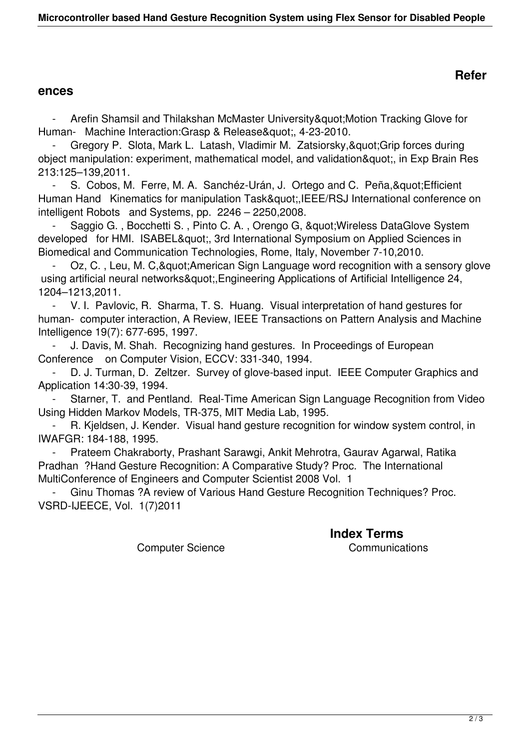## References

- Arefin Shamsil and Thilakshan McMaster University&quot;Motion Tracking Glove for Human- Machine Interaction:Grasp & Release&quot;, 4-23-2010.
- Gregory P. Slota, Mark L. Latash, Vladimir M. Zatsiorsky,&quot;Grip forces during object manipulation: experiment, mathematical model, and validation&quot;, in Exp Brain Res 213:125–139,2011.
- S. Cobos, M. Ferre, M. A. Sanchéz-Urán, J. Ortego and C. Peña,&quot;Efficient Human Hand Kinematics for manipulation Task&quot;,IEEE/RSJ International conference on intelligent Robots and Systems, pp. 2246 – 2250,2008.
- Saggio G. , Bocchetti S. , Pinto C. A. , Orengo G, &quot;Wireless DataGlove System developed for HMI. ISABEL&quot;, 3rd International Symposium on Applied Sciences in Biomedical and Communication Technologies, Rome, Italy, November 7-10,2010.
- Oz, C. , Leu, M. C,&quot;American Sign Language word recognition with a sensory glove using artificial neural networks&quot;,Engineering Applications of Artificial Intelligence 24, 1204–1213,2011.
- V. I. Pavlovic, R. Sharma, T. S. Huang. Visual interpretation of hand gestures for human- computer interaction, A Review, IEEE Transactions on Pattern Analysis and Machine Intelligence 19(7): 677-695, 1997.
- J. Davis, M. Shah. Recognizing hand gestures. In Proceedings of European Conference on Computer Vision, ECCV: 331-340, 1994.
- D. J. Turman, D. Zeltzer. Survey of glove-based input. IEEE Computer Graphics and Application 14:30-39, 1994.
- Starner, T. and Pentland. Real-Time American Sign Language Recognition from Video Using Hidden Markov Models, TR-375, MIT Media Lab, 1995.
- R. Kjeldsen, J. Kender. Visual hand gesture recognition for window system control, in IWAFGR: 184-188, 1995.
- Prateem Chakraborty, Prashant Sarawgi, Ankit Mehrotra, Gaurav Agarwal, Ratika Pradhan ?Hand Gesture Recognition: A Comparative Study? Proc. The International MultiConference of Engineers and Computer Scientist 2008 Vol. 1
- Ginu Thomas ?A review of Various Hand Gesture Recognition Techniques? Proc. VSRD-IJEECE, Vol. 1(7)2011

## Index Terms

Computer Science    Communications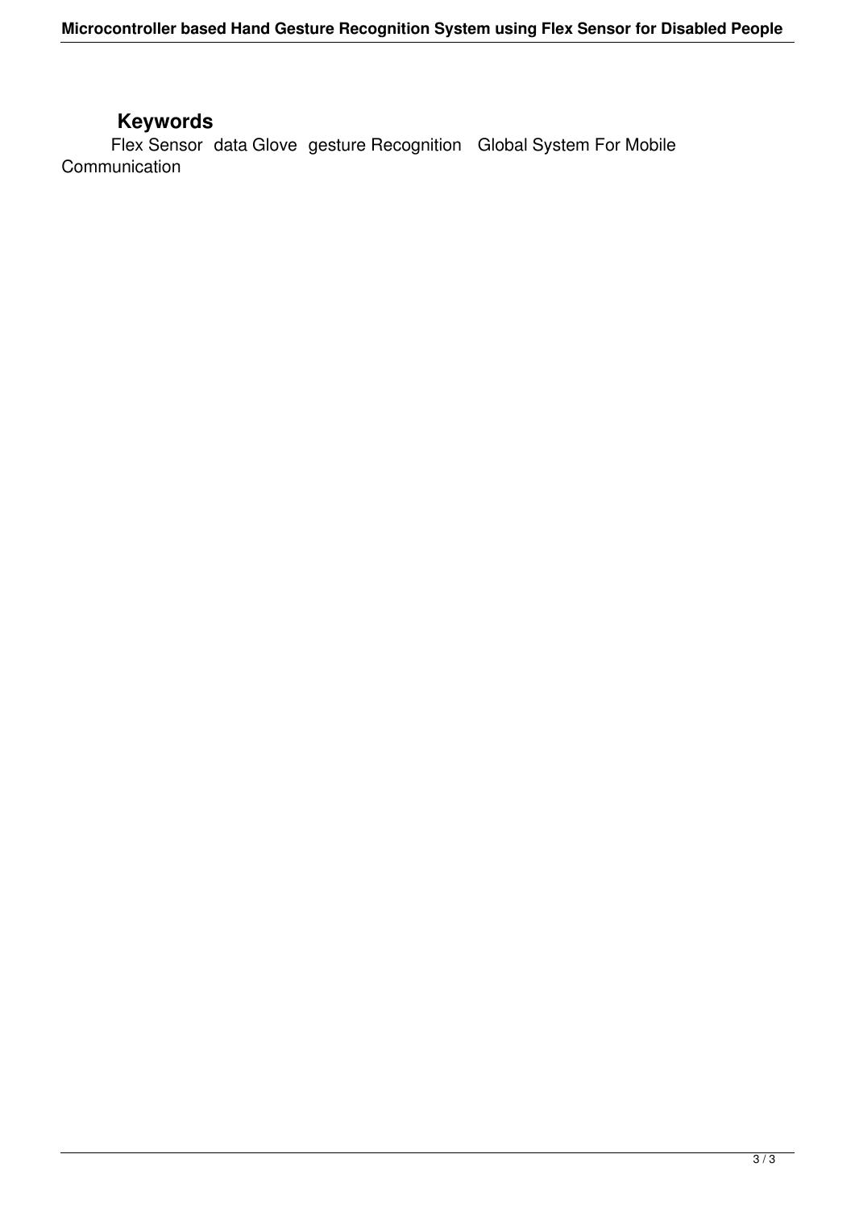## Keywords

Flex Sensor data Glove gesture Recognition Global System For Mobile Communication